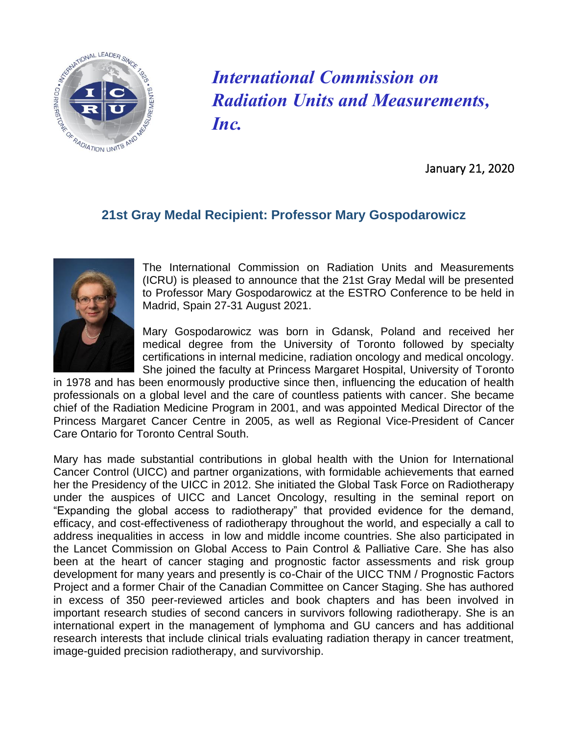# *International Commission on Radiation Units and Measurements, Inc.*

January 21, 2020

## 21st Gray Medal Recipient: Professor Mary Gospodarowicz

The International Commission on Radiation Units and Measurements (ICRU) is pleased to announce that the 21st Gray Medal will be presented to Professor Mary Gospodarowicz at the ESTRO Conference to be held in Madrid, Spain 27-31 August 2021.

Mary Gospodarowicz was born in Gdansk, Poland and received her medical degree from the University of Toronto followed by specialty certifications in internal medicine, radiation oncology and medical oncology. She joined the faculty at Princess Margaret Hospital, University of Toronto in 1978 and has been enormously productive since then, influencing the education of health professionals on a global level and the care of countless patients with cancer. She became chief of the Radiation Medicine Program in 2001, and was appointed Medical Director of the Princess Margaret Cancer Centre in 2005, as well as Regional Vice-President of Cancer Care Ontario for Toronto Central South.

Mary has made substantial contributions in global health with the Union for International Cancer Control (UICC) and partner organizations, with formidable achievements that earned her the Presidency of the UICC in 2012. She initiated the Global Task Force on Radiotherapy under the auspices of UICC and Lancet Oncology, resulting in the seminal report on "Expanding the global access to radiotherapy" that provided evidence for the demand, efficacy, and cost-effectiveness of radiotherapy throughout the world, and especially a call to address inequalities in access in low and middle income countries. She also participated in the Lancet Commission on Global Access to Pain Control & Palliative Care. She has also been at the heart of cancer staging and prognostic factor assessments and risk group development for many years and presently is co-Chair of the UICC TNM / Prognostic Factors Project and a former Chair of the Canadian Committee on Cancer Staging. She has authored in excess of 350 peer-reviewed articles and book chapters and has been involved in important research studies of second cancers in survivors following radiotherapy. She is an international expert in the management of lymphoma and GU cancers and has additional research interests that include clinical trials evaluating radiation therapy in cancer treatment, image-guided precision radiotherapy, and survivorship.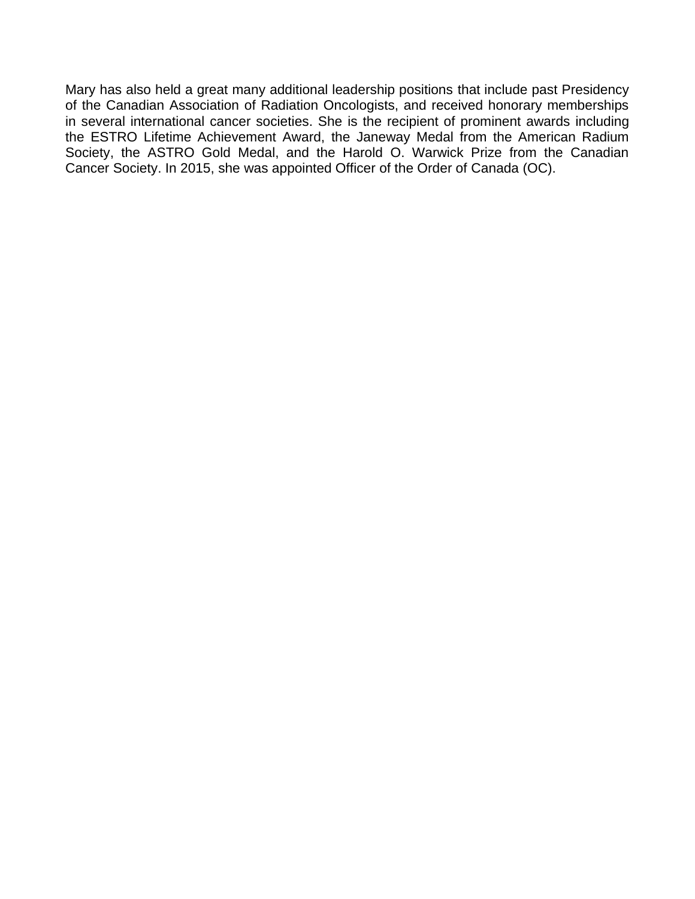Mary has also held a great many additional leadership positions that include past Presidency of the Canadian Association of Radiation Oncologists, and received honorary memberships in several international cancer societies. She is the recipient of prominent awards including the ESTRO Lifetime Achievement Award, the Janeway Medal from the American Radium Society, the ASTRO Gold Medal, and the Harold O. Warwick Prize from the Canadian Cancer Society. In 2015, she was appointed Officer of the Order of Canada (OC).